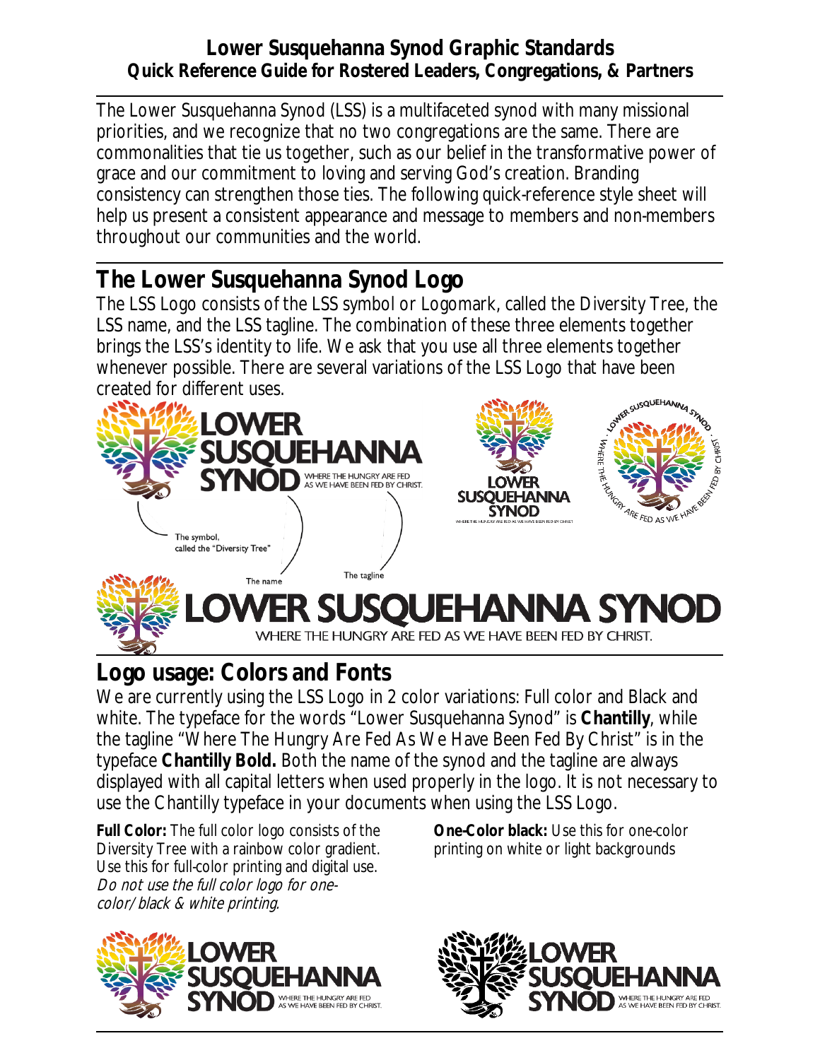# Lower Susquehanna Synod Graphic Standards

**Quick Reference Guide for Rostered Leaders, Congregations, & Partners**

The Lower Susquehanna Synod (LSS) is a multifaceted synod with many missional priorities, and we recognize that no two congregations are the same. There are commonalities that tie us together, such as our belief in the transformative power of grace and our commitment to loving and serving God's creation. Branding consistency can strengthen those ties. The following quick-reference style sheet will help us present a consistent appearance and message to members and non-members throughout our communities and the world.

## The Lower Susquehanna Synod Logo

The LSS Logo consists of the LSS symbol or Logomark, called the Diversity Tree, the LSS name, and the LSS tagline. The combination of these three elements together brings the LSS's identity to life. We ask that you use all three elements together whenever possible. There are several variations of the LSS Logo that have been created for different uses.

## Logo usage: Colors and Fonts

We are currently using the LSS Logo in 2 color variations: Full color and Black and white. The typeface for the words "Lower Susquehanna Synod" is **Chantilly**, while the tagline "Where The Hungry Are Fed As We Have Been Fed By Christ" is in the typeface **Chantilly Bold.** Both the name of the synod and the tagline are always displayed with all capital letters when used properly in the logo. It is not necessary to use the Chantilly typeface in your documents when using the LSS Logo.

**Full Color:** The full color logo consists of the Diversity Tree with a rainbow color gradient. Use this for full-color printing and digital use. *Do not use the full color logo for one-color/black & white printing.*

**One-Color black:** Use this for one-color printing on white or light backgrounds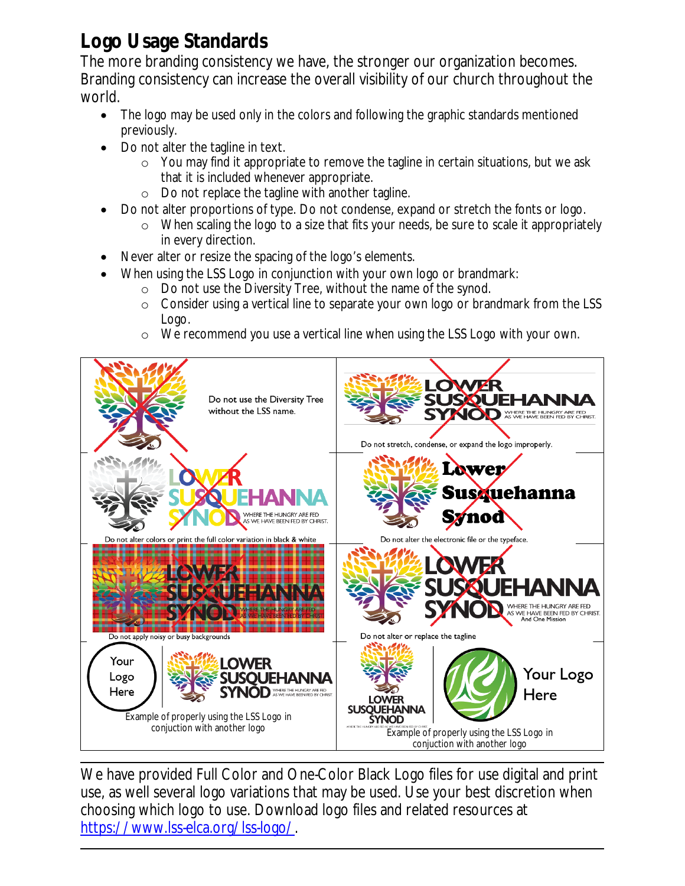## Logo Usage Standards

The more branding consistency we have, the stronger our organization becomes. Branding consistency can increase the overall visibility of our church throughout the world.

- The logo may be used only in the colors and following the graphic standards mentioned previously.
- Do not alter the tagline in text.
  - You may find it appropriate to remove the tagline in certain situations, but we ask that it is included whenever appropriate.
  - Do not replace the tagline with another tagline.
- Do not alter proportions of type. Do not condense, expand or stretch the fonts or logo.
  - When scaling the logo to a size that fits your needs, be sure to scale it appropriately in every direction.
- Never alter or resize the spacing of the logo's elements.
- When using the LSS Logo in conjunction with your own logo or brandmark:
  - Do not use the Diversity Tree, without the name of the synod.
  - Consider using a vertical line to separate your own logo or brandmark from the LSS Logo.
  - We recommend you use a vertical line when using the LSS Logo with your own.

Do not use the Diversity Tree without the LSS name.

Do not stretch, condense, or expand the logo improperly.

Do not alter colors or print the full color variation in black & white

Do not alter the electronic file or the typeface.

Do not apply noisy or busy backgrounds

Do not alter or replace the tagline

Example of properly using the LSS Logo in conjuction with another logo

Example of properly using the LSS Logo in conjuction with another logo

---

We have provided Full Color and One-Color Black Logo files for use digital and print use, as well several logo variations that may be used. Use your best discretion when choosing which logo to use. Download logo files and related resources at https://www.lss-elca.org/lss-logo/.